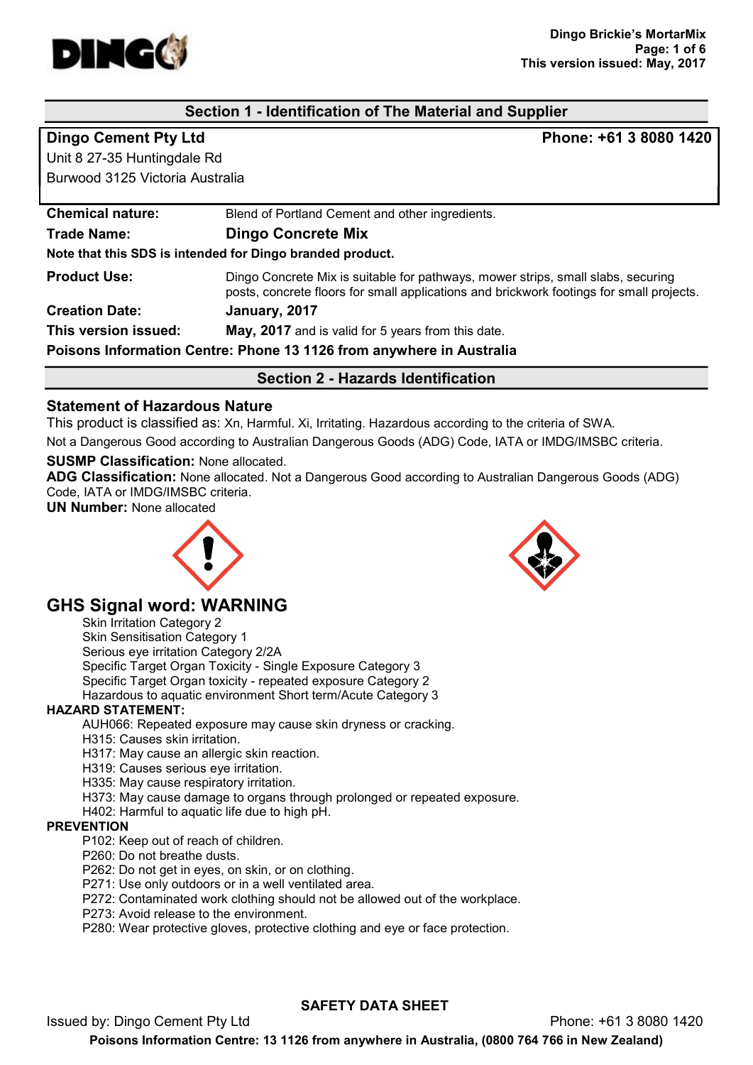## Section 1 - Identification of The Material and Supplier

**Dingo Cement Pty Ltd** — **Phone: +61 3 8080 1420**
Unit 8 27-35 Huntingdale Rd
Burwood 3125 Victoria Australia

**Chemical nature:** Blend of Portland Cement and other ingredients.

**Trade Name:** **Dingo Concrete Mix**

**Note that this SDS is intended for Dingo branded product.**

**Product Use:** Dingo Concrete Mix is suitable for pathways, mower strips, small slabs, securing posts, concrete floors for small applications and brickwork footings for small projects.

**Creation Date:** **January, 2017**

**This version issued:** **May, 2017** and is valid for 5 years from this date.

**Poisons Information Centre: Phone 13 1126 from anywhere in Australia**

## Section 2 - Hazards Identification

### Statement of Hazardous Nature

This product is classified as: Xn, Harmful. Xi, Irritating. Hazardous according to the criteria of SWA.

Not a Dangerous Good according to Australian Dangerous Goods (ADG) Code, IATA or IMDG/IMSBC criteria.

**SUSMP Classification:** None allocated.
**ADG Classification:** None allocated. Not a Dangerous Good according to Australian Dangerous Goods (ADG) Code, IATA or IMDG/IMSBC criteria.
**UN Number:** None allocated

## GHS Signal word: WARNING

- Skin Irritation Category 2
- Skin Sensitisation Category 1
- Serious eye irritation Category 2/2A
- Specific Target Organ Toxicity - Single Exposure Category 3
- Specific Target Organ toxicity - repeated exposure Category 2
- Hazardous to aquatic environment Short term/Acute Category 3

**HAZARD STATEMENT:**

- AUH066: Repeated exposure may cause skin dryness or cracking.
- H315: Causes skin irritation.
- H317: May cause an allergic skin reaction.
- H319: Causes serious eye irritation.
- H335: May cause respiratory irritation.
- H373: May cause damage to organs through prolonged or repeated exposure.
- H402: Harmful to aquatic life due to high pH.

**PREVENTION**

- P102: Keep out of reach of children.
- P260: Do not breathe dusts.
- P262: Do not get in eyes, on skin, or on clothing.
- P271: Use only outdoors or in a well ventilated area.
- P272: Contaminated work clothing should not be allowed out of the workplace.
- P273: Avoid release to the environment.
- P280: Wear protective gloves, protective clothing and eye or face protection.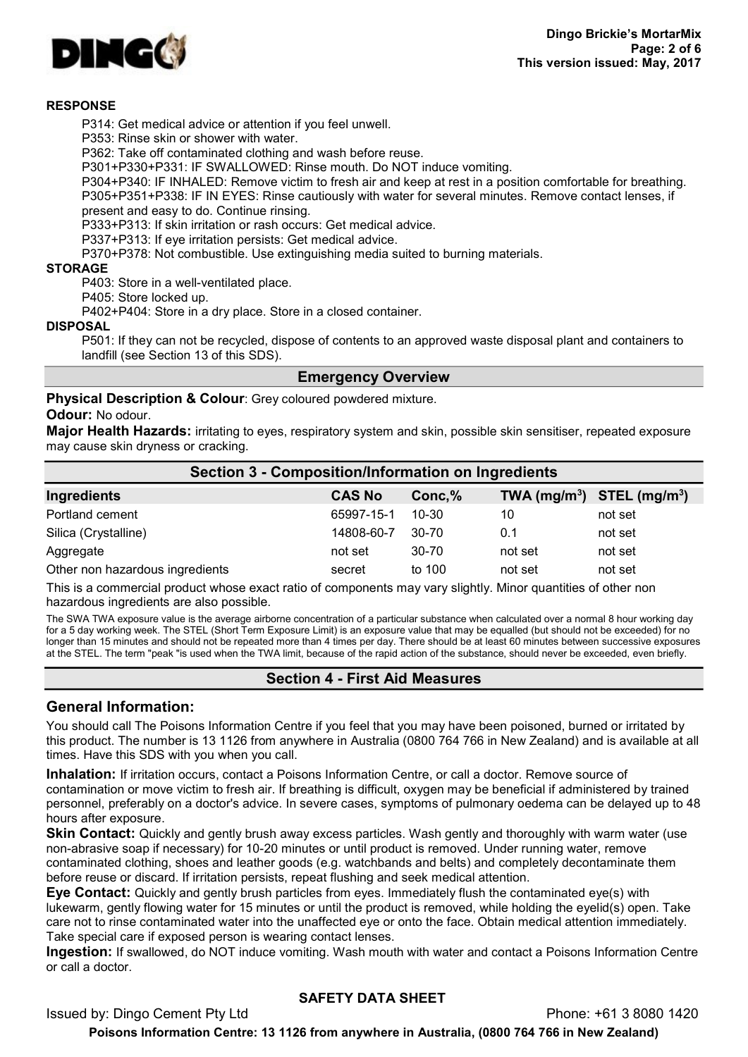**RESPONSE**

P314: Get medical advice or attention if you feel unwell.
P353: Rinse skin or shower with water.
P362: Take off contaminated clothing and wash before reuse.
P301+P330+P331: IF SWALLOWED: Rinse mouth. Do NOT induce vomiting.
P304+P340: IF INHALED: Remove victim to fresh air and keep at rest in a position comfortable for breathing.
P305+P351+P338: IF IN EYES: Rinse cautiously with water for several minutes. Remove contact lenses, if present and easy to do. Continue rinsing.
P333+P313: If skin irritation or rash occurs: Get medical advice.
P337+P313: If eye irritation persists: Get medical advice.
P370+P378: Not combustible. Use extinguishing media suited to burning materials.

**STORAGE**

P403: Store in a well-ventilated place.
P405: Store locked up.
P402+P404: Store in a dry place. Store in a closed container.

**DISPOSAL**

P501: If they can not be recycled, dispose of contents to an approved waste disposal plant and containers to landfill (see Section 13 of this SDS).

## Emergency Overview

**Physical Description & Colour**: Grey coloured powdered mixture.

**Odour:** No odour.

**Major Health Hazards:** irritating to eyes, respiratory system and skin, possible skin sensitiser, repeated exposure may cause skin dryness or cracking.

## Section 3 - Composition/Information on Ingredients

| Ingredients | CAS No | Conc,% | TWA (mg/m$^3$) | STEL (mg/m$^3$) |
|---|---|---|---|---|
| Portland cement | 65997-15-1 | 10-30 | 10 | not set |
| Silica (Crystalline) | 14808-60-7 | 30-70 | 0.1 | not set |
| Aggregate | not set | 30-70 | not set | not set |
| Other non hazardous ingredients | secret | to 100 | not set | not set |

This is a commercial product whose exact ratio of components may vary slightly. Minor quantities of other non hazardous ingredients are also possible.

The SWA TWA exposure value is the average airborne concentration of a particular substance when calculated over a normal 8 hour working day for a 5 day working week. The STEL (Short Term Exposure Limit) is an exposure value that may be equalled (but should not be exceeded) for no longer than 15 minutes and should not be repeated more than 4 times per day. There should be at least 60 minutes between successive exposures at the STEL. The term "peak "is used when the TWA limit, because of the rapid action of the substance, should never be exceeded, even briefly.

## Section 4 - First Aid Measures

### General Information:

You should call The Poisons Information Centre if you feel that you may have been poisoned, burned or irritated by this product. The number is 13 1126 from anywhere in Australia (0800 764 766 in New Zealand) and is available at all times. Have this SDS with you when you call.

**Inhalation:** If irritation occurs, contact a Poisons Information Centre, or call a doctor. Remove source of contamination or move victim to fresh air. If breathing is difficult, oxygen may be beneficial if administered by trained personnel, preferably on a doctor's advice. In severe cases, symptoms of pulmonary oedema can be delayed up to 48 hours after exposure.

**Skin Contact:** Quickly and gently brush away excess particles. Wash gently and thoroughly with warm water (use non-abrasive soap if necessary) for 10-20 minutes or until product is removed. Under running water, remove contaminated clothing, shoes and leather goods (e.g. watchbands and belts) and completely decontaminate them before reuse or discard. If irritation persists, repeat flushing and seek medical attention.

**Eye Contact:** Quickly and gently brush particles from eyes. Immediately flush the contaminated eye(s) with lukewarm, gently flowing water for 15 minutes or until the product is removed, while holding the eyelid(s) open. Take care not to rinse contaminated water into the unaffected eye or onto the face. Obtain medical attention immediately. Take special care if exposed person is wearing contact lenses.

**Ingestion:** If swallowed, do NOT induce vomiting. Wash mouth with water and contact a Poisons Information Centre or call a doctor.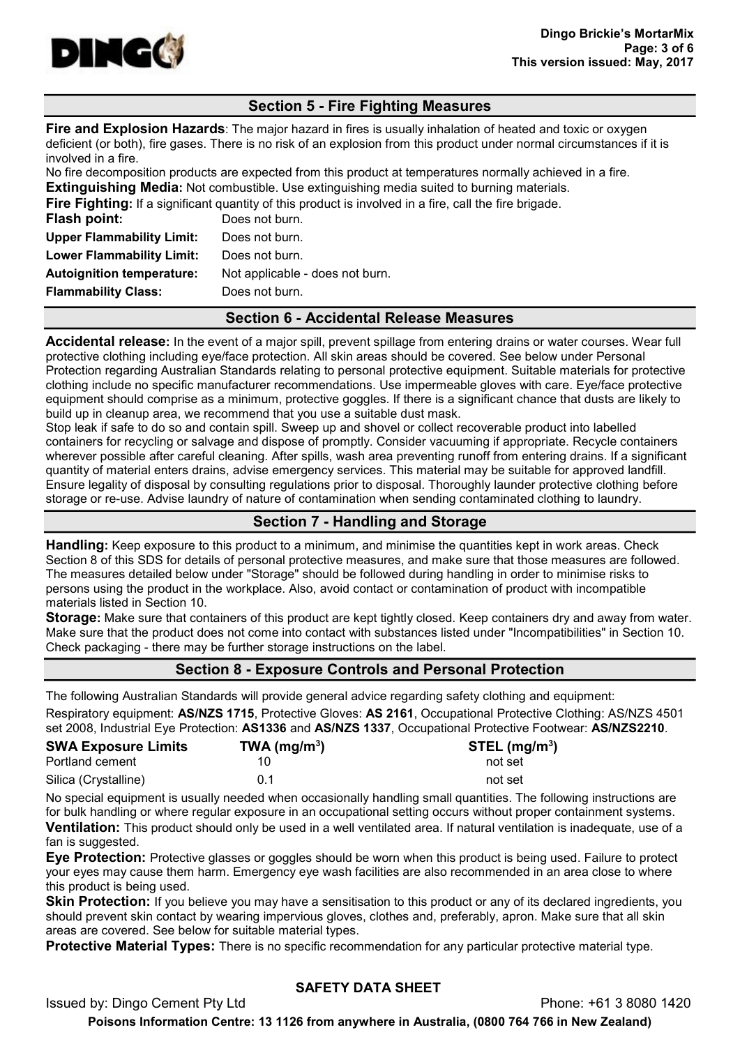## Section 5 - Fire Fighting Measures

**Fire and Explosion Hazards**: The major hazard in fires is usually inhalation of heated and toxic or oxygen deficient (or both), fire gases. There is no risk of an explosion from this product under normal circumstances if it is involved in a fire.

No fire decomposition products are expected from this product at temperatures normally achieved in a fire.

**Extinguishing Media:** Not combustible. Use extinguishing media suited to burning materials.

**Fire Fighting:** If a significant quantity of this product is involved in a fire, call the fire brigade.

| | |
|---|---|
| **Flash point:** | Does not burn. |
| **Upper Flammability Limit:** | Does not burn. |
| **Lower Flammability Limit:** | Does not burn. |
| **Autoignition temperature:** | Not applicable - does not burn. |
| **Flammability Class:** | Does not burn. |

## Section 6 - Accidental Release Measures

**Accidental release:** In the event of a major spill, prevent spillage from entering drains or water courses. Wear full protective clothing including eye/face protection. All skin areas should be covered. See below under Personal Protection regarding Australian Standards relating to personal protective equipment. Suitable materials for protective clothing include no specific manufacturer recommendations. Use impermeable gloves with care. Eye/face protective equipment should comprise as a minimum, protective goggles. If there is a significant chance that dusts are likely to build up in cleanup area, we recommend that you use a suitable dust mask.

Stop leak if safe to do so and contain spill. Sweep up and shovel or collect recoverable product into labelled containers for recycling or salvage and dispose of promptly. Consider vacuuming if appropriate. Recycle containers wherever possible after careful cleaning. After spills, wash area preventing runoff from entering drains. If a significant quantity of material enters drains, advise emergency services. This material may be suitable for approved landfill. Ensure legality of disposal by consulting regulations prior to disposal. Thoroughly launder protective clothing before storage or re-use. Advise laundry of nature of contamination when sending contaminated clothing to laundry.

## Section 7 - Handling and Storage

**Handling:** Keep exposure to this product to a minimum, and minimise the quantities kept in work areas. Check Section 8 of this SDS for details of personal protective measures, and make sure that those measures are followed. The measures detailed below under "Storage" should be followed during handling in order to minimise risks to persons using the product in the workplace. Also, avoid contact or contamination of product with incompatible materials listed in Section 10.

**Storage:** Make sure that containers of this product are kept tightly closed. Keep containers dry and away from water. Make sure that the product does not come into contact with substances listed under "Incompatibilities" in Section 10. Check packaging - there may be further storage instructions on the label.

## Section 8 - Exposure Controls and Personal Protection

The following Australian Standards will provide general advice regarding safety clothing and equipment:

Respiratory equipment: **AS/NZS 1715**, Protective Gloves: **AS 2161**, Occupational Protective Clothing: AS/NZS 4501 set 2008, Industrial Eye Protection: **AS1336** and **AS/NZS 1337**, Occupational Protective Footwear: **AS/NZS2210**.

| SWA Exposure Limits | TWA (mg/m$^3$) | STEL (mg/m$^3$) |
|---|---|---|
| Portland cement | 10 | not set |
| Silica (Crystalline) | 0.1 | not set |

No special equipment is usually needed when occasionally handling small quantities. The following instructions are for bulk handling or where regular exposure in an occupational setting occurs without proper containment systems.

**Ventilation:** This product should only be used in a well ventilated area. If natural ventilation is inadequate, use of a fan is suggested.

**Eye Protection:** Protective glasses or goggles should be worn when this product is being used. Failure to protect your eyes may cause them harm. Emergency eye wash facilities are also recommended in an area close to where this product is being used.

**Skin Protection:** If you believe you may have a sensitisation to this product or any of its declared ingredients, you should prevent skin contact by wearing impervious gloves, clothes and, preferably, apron. Make sure that all skin areas are covered. See below for suitable material types.

**Protective Material Types:** There is no specific recommendation for any particular protective material type.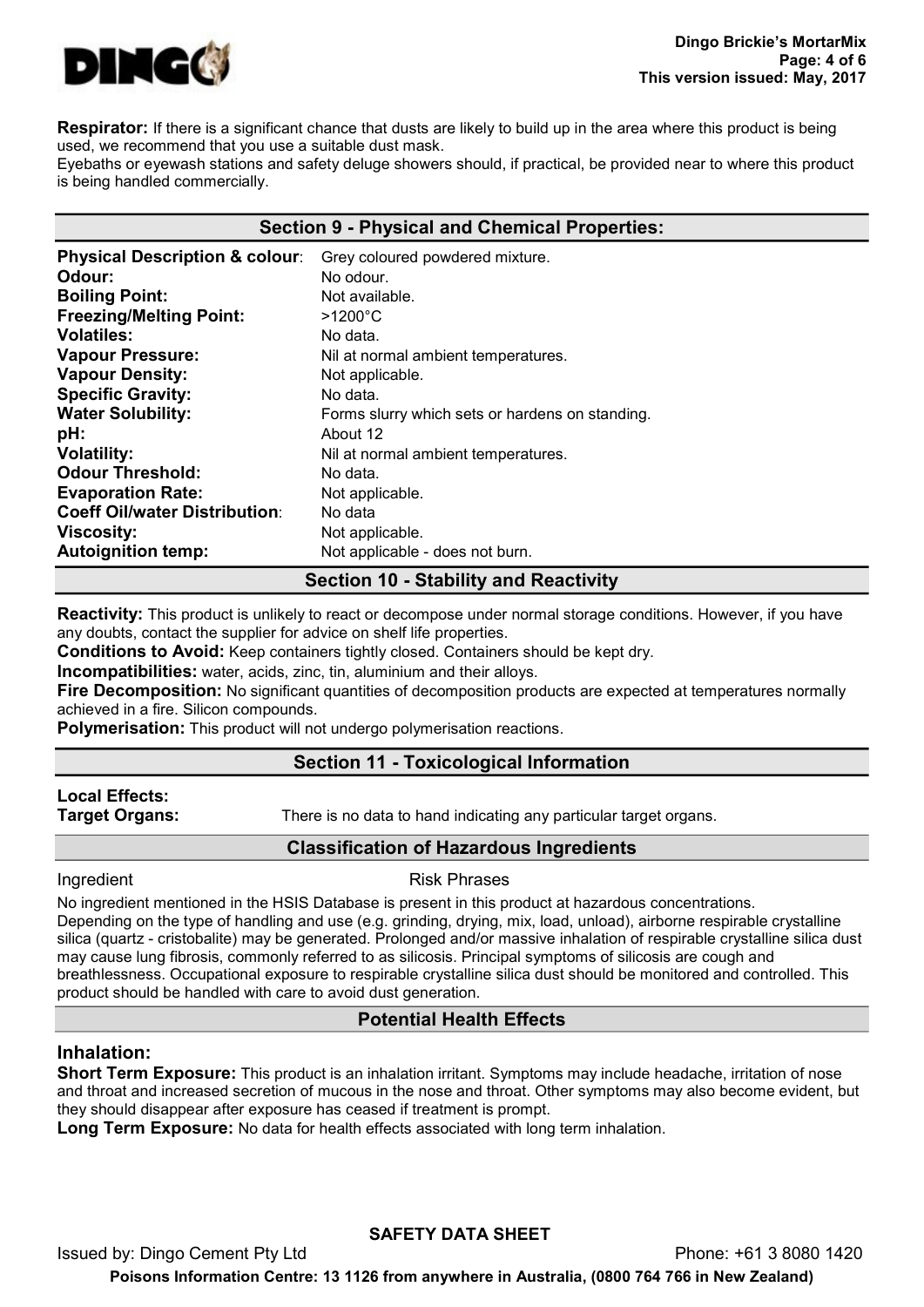**Respirator:** If there is a significant chance that dusts are likely to build up in the area where this product is being used, we recommend that you use a suitable dust mask.
Eyebaths or eyewash stations and safety deluge showers should, if practical, be provided near to where this product is being handled commercially.

## Section 9 - Physical and Chemical Properties:

| | |
|---|---|
| **Physical Description & colour**: | Grey coloured powdered mixture. |
| **Odour:** | No odour. |
| **Boiling Point:** | Not available. |
| **Freezing/Melting Point:** | >1200°C |
| **Volatiles:** | No data. |
| **Vapour Pressure:** | Nil at normal ambient temperatures. |
| **Vapour Density:** | Not applicable. |
| **Specific Gravity:** | No data. |
| **Water Solubility:** | Forms slurry which sets or hardens on standing. |
| **pH:** | About 12 |
| **Volatility:** | Nil at normal ambient temperatures. |
| **Odour Threshold:** | No data. |
| **Evaporation Rate:** | Not applicable. |
| **Coeff Oil/water Distribution**: | No data |
| **Viscosity:** | Not applicable. |
| **Autoignition temp:** | Not applicable - does not burn. |

## Section 10 - Stability and Reactivity

**Reactivity:** This product is unlikely to react or decompose under normal storage conditions. However, if you have any doubts, contact the supplier for advice on shelf life properties.
**Conditions to Avoid:** Keep containers tightly closed. Containers should be kept dry.
**Incompatibilities:** water, acids, zinc, tin, aluminium and their alloys.
**Fire Decomposition:** No significant quantities of decomposition products are expected at temperatures normally achieved in a fire. Silicon compounds.
**Polymerisation:** This product will not undergo polymerisation reactions.

## Section 11 - Toxicological Information

**Local Effects:**
**Target Organs:** There is no data to hand indicating any particular target organs.

### Classification of Hazardous Ingredients

Ingredient Risk Phrases

No ingredient mentioned in the HSIS Database is present in this product at hazardous concentrations.
Depending on the type of handling and use (e.g. grinding, drying, mix, load, unload), airborne respirable crystalline silica (quartz - cristobalite) may be generated. Prolonged and/or massive inhalation of respirable crystalline silica dust may cause lung fibrosis, commonly referred to as silicosis. Principal symptoms of silicosis are cough and breathlessness. Occupational exposure to respirable crystalline silica dust should be monitored and controlled. This product should be handled with care to avoid dust generation.

### Potential Health Effects

#### Inhalation:

**Short Term Exposure:** This product is an inhalation irritant. Symptoms may include headache, irritation of nose and throat and increased secretion of mucous in the nose and throat. Other symptoms may also become evident, but they should disappear after exposure has ceased if treatment is prompt.
**Long Term Exposure:** No data for health effects associated with long term inhalation.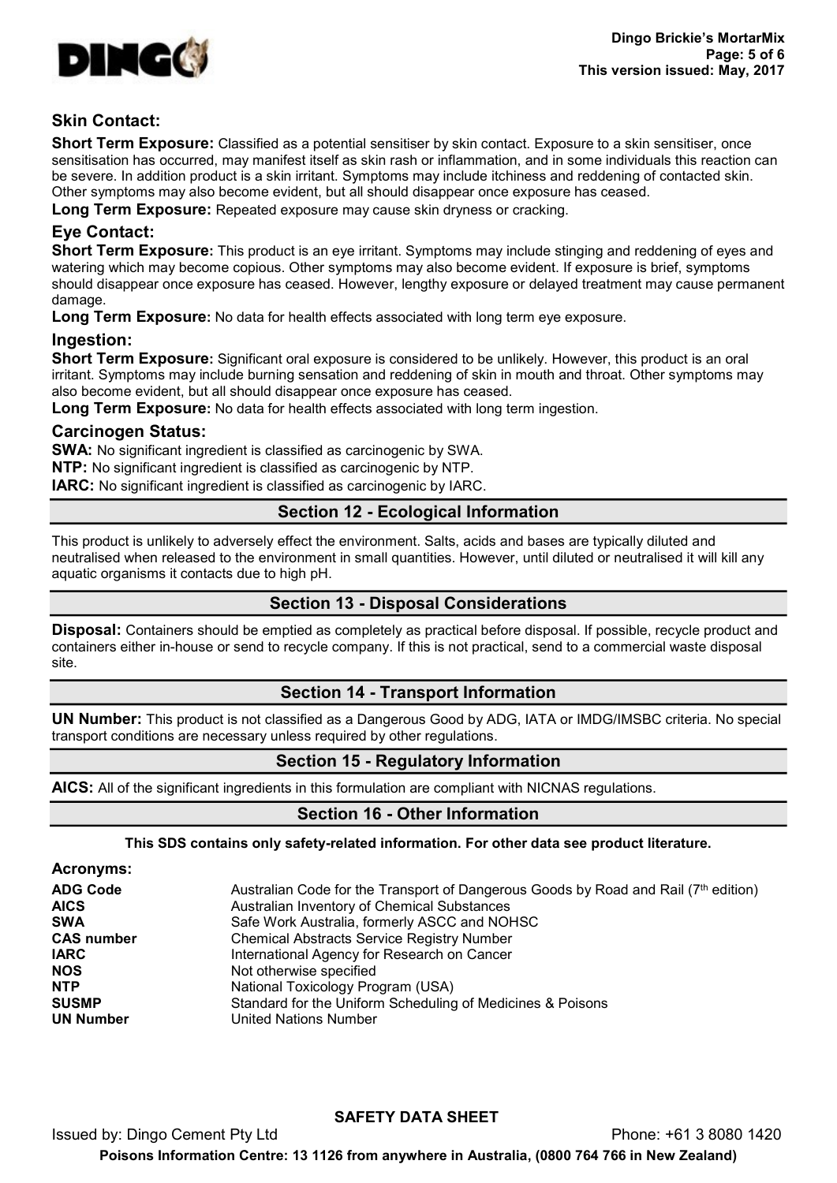### Skin Contact:

**Short Term Exposure:** Classified as a potential sensitiser by skin contact. Exposure to a skin sensitiser, once sensitisation has occurred, may manifest itself as skin rash or inflammation, and in some individuals this reaction can be severe. In addition product is a skin irritant. Symptoms may include itchiness and reddening of contacted skin. Other symptoms may also become evident, but all should disappear once exposure has ceased.

**Long Term Exposure:** Repeated exposure may cause skin dryness or cracking.

### Eye Contact:

**Short Term Exposure:** This product is an eye irritant. Symptoms may include stinging and reddening of eyes and watering which may become copious. Other symptoms may also become evident. If exposure is brief, symptoms should disappear once exposure has ceased. However, lengthy exposure or delayed treatment may cause permanent damage.

**Long Term Exposure:** No data for health effects associated with long term eye exposure.

### Ingestion:

**Short Term Exposure:** Significant oral exposure is considered to be unlikely. However, this product is an oral irritant. Symptoms may include burning sensation and reddening of skin in mouth and throat. Other symptoms may also become evident, but all should disappear once exposure has ceased.

**Long Term Exposure:** No data for health effects associated with long term ingestion.

### Carcinogen Status:

**SWA:** No significant ingredient is classified as carcinogenic by SWA.
**NTP:** No significant ingredient is classified as carcinogenic by NTP.
**IARC:** No significant ingredient is classified as carcinogenic by IARC.

## Section 12 - Ecological Information

This product is unlikely to adversely effect the environment. Salts, acids and bases are typically diluted and neutralised when released to the environment in small quantities. However, until diluted or neutralised it will kill any aquatic organisms it contacts due to high pH.

## Section 13 - Disposal Considerations

**Disposal:** Containers should be emptied as completely as practical before disposal. If possible, recycle product and containers either in-house or send to recycle company. If this is not practical, send to a commercial waste disposal site.

## Section 14 - Transport Information

**UN Number:** This product is not classified as a Dangerous Good by ADG, IATA or IMDG/IMSBC criteria. No special transport conditions are necessary unless required by other regulations.

## Section 15 - Regulatory Information

**AICS:** All of the significant ingredients in this formulation are compliant with NICNAS regulations.

## Section 16 - Other Information

**This SDS contains only safety-related information. For other data see product literature.**

### Acronyms:

| | |
|---|---|
| **ADG Code** | Australian Code for the Transport of Dangerous Goods by Road and Rail (7th edition) |
| **AICS** | Australian Inventory of Chemical Substances |
| **SWA** | Safe Work Australia, formerly ASCC and NOHSC |
| **CAS number** | Chemical Abstracts Service Registry Number |
| **IARC** | International Agency for Research on Cancer |
| **NOS** | Not otherwise specified |
| **NTP** | National Toxicology Program (USA) |
| **SUSMP** | Standard for the Uniform Scheduling of Medicines & Poisons |
| **UN Number** | United Nations Number |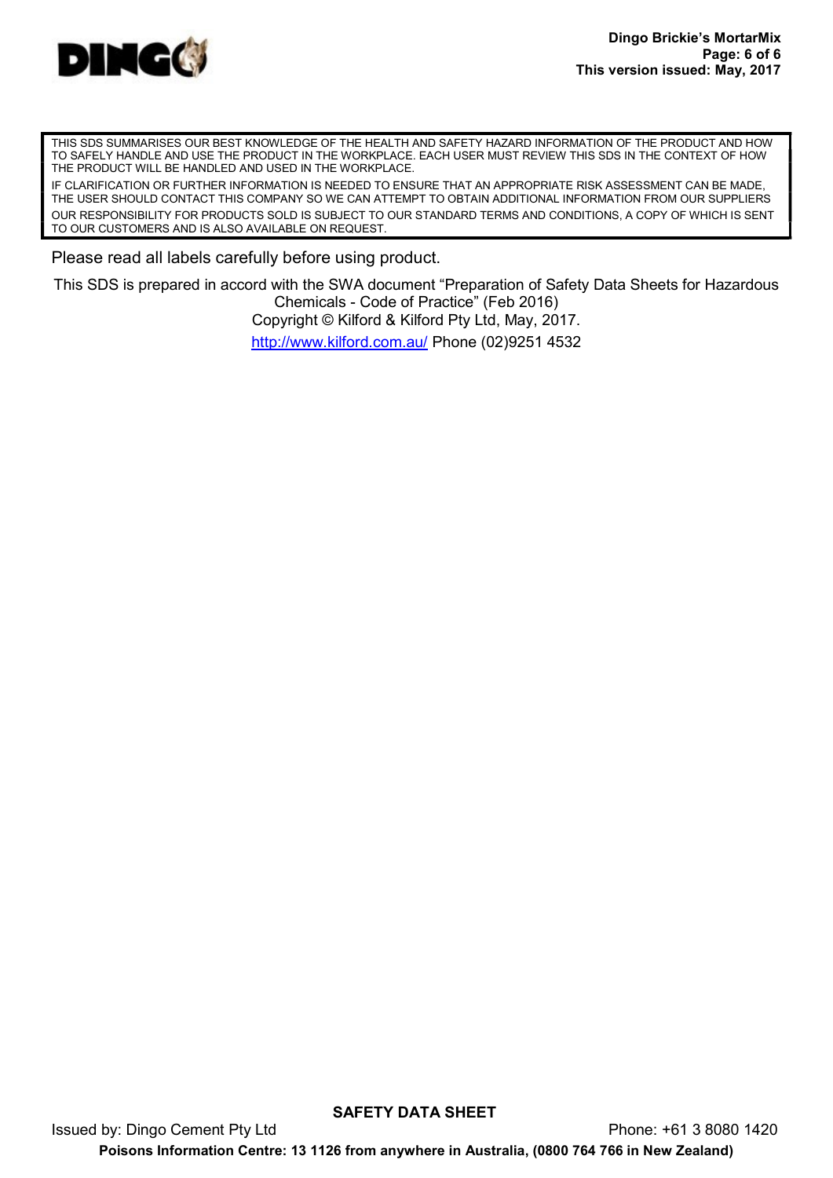THIS SDS SUMMARISES OUR BEST KNOWLEDGE OF THE HEALTH AND SAFETY HAZARD INFORMATION OF THE PRODUCT AND HOW TO SAFELY HANDLE AND USE THE PRODUCT IN THE WORKPLACE. EACH USER MUST REVIEW THIS SDS IN THE CONTEXT OF HOW THE PRODUCT WILL BE HANDLED AND USED IN THE WORKPLACE.

IF CLARIFICATION OR FURTHER INFORMATION IS NEEDED TO ENSURE THAT AN APPROPRIATE RISK ASSESSMENT CAN BE MADE, THE USER SHOULD CONTACT THIS COMPANY SO WE CAN ATTEMPT TO OBTAIN ADDITIONAL INFORMATION FROM OUR SUPPLIERS

OUR RESPONSIBILITY FOR PRODUCTS SOLD IS SUBJECT TO OUR STANDARD TERMS AND CONDITIONS, A COPY OF WHICH IS SENT TO OUR CUSTOMERS AND IS ALSO AVAILABLE ON REQUEST.

Please read all labels carefully before using product.

This SDS is prepared in accord with the SWA document "Preparation of Safety Data Sheets for Hazardous Chemicals - Code of Practice" (Feb 2016)

Copyright © Kilford & Kilford Pty Ltd, May, 2017.

http://www.kilford.com.au/ Phone (02)9251 4532